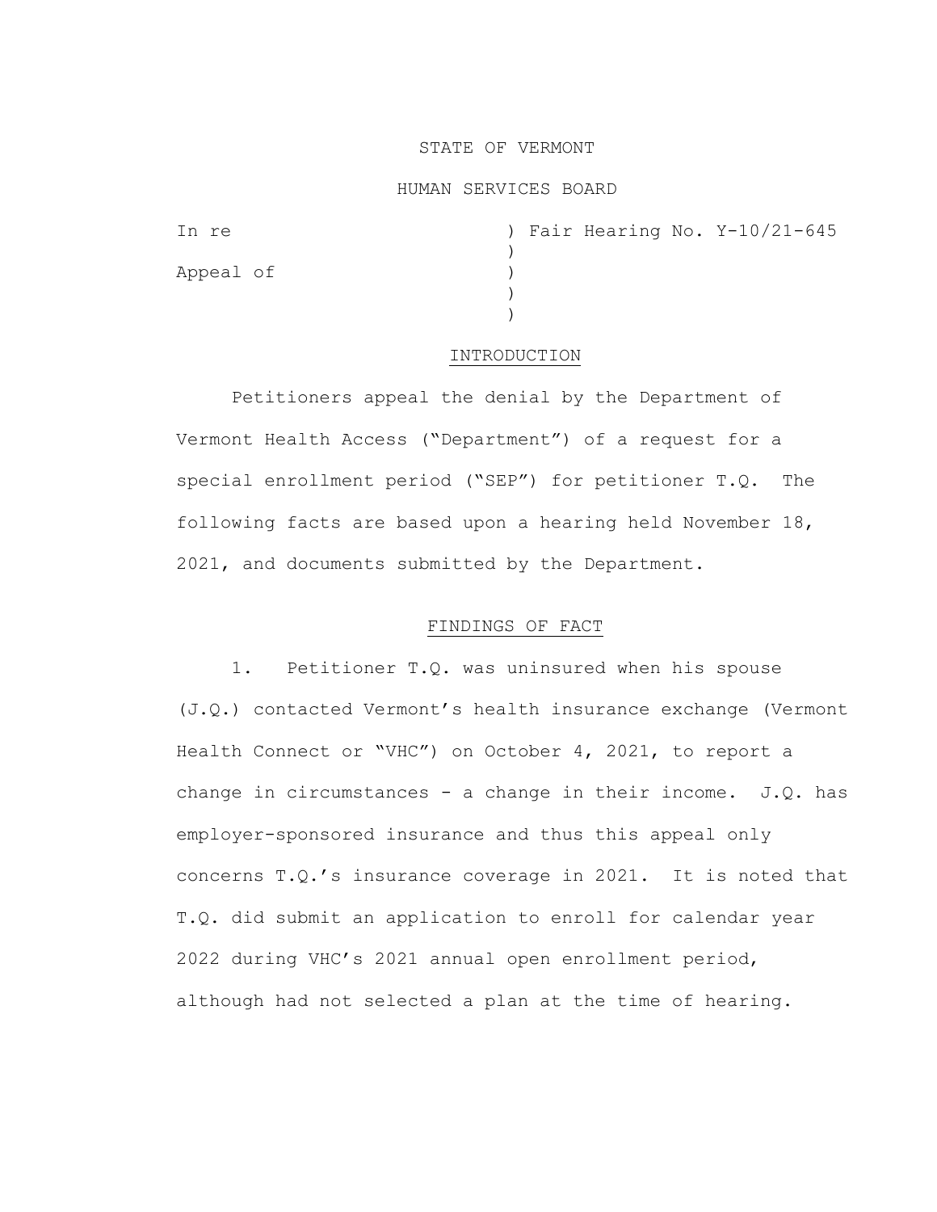STATE OF VERMONT

HUMAN SERVICES BOARD

In re ) Fair Hearing No. Y-10/21-645
)
Appeal of )
)
)

## INTRODUCTION

Petitioners appeal the denial by the Department of Vermont Health Access ("Department") of a request for a special enrollment period ("SEP") for petitioner T.Q. The following facts are based upon a hearing held November 18, 2021, and documents submitted by the Department.

## FINDINGS OF FACT

1. Petitioner T.Q. was uninsured when his spouse (J.Q.) contacted Vermont's health insurance exchange (Vermont Health Connect or "VHC") on October 4, 2021, to report a change in circumstances - a change in their income. J.Q. has employer-sponsored insurance and thus this appeal only concerns T.Q.'s insurance coverage in 2021. It is noted that T.Q. did submit an application to enroll for calendar year 2022 during VHC's 2021 annual open enrollment period, although had not selected a plan at the time of hearing.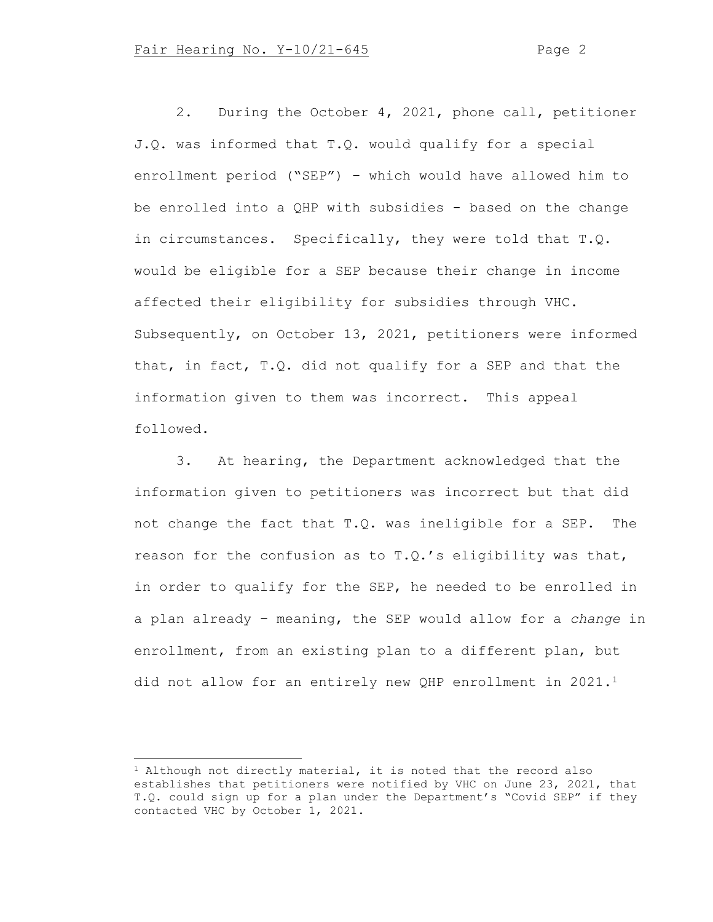2. During the October 4, 2021, phone call, petitioner J.Q. was informed that T.Q. would qualify for a special enrollment period ("SEP") – which would have allowed him to be enrolled into a QHP with subsidies - based on the change in circumstances. Specifically, they were told that T.Q. would be eligible for a SEP because their change in income affected their eligibility for subsidies through VHC. Subsequently, on October 13, 2021, petitioners were informed that, in fact, T.Q. did not qualify for a SEP and that the information given to them was incorrect. This appeal followed.

3. At hearing, the Department acknowledged that the information given to petitioners was incorrect but that did not change the fact that T.Q. was ineligible for a SEP. The reason for the confusion as to T.Q.'s eligibility was that, in order to qualify for the SEP, he needed to be enrolled in a plan already – meaning, the SEP would allow for a *change* in enrollment, from an existing plan to a different plan, but did not allow for an entirely new QHP enrollment in 2021.[1]

[1] Although not directly material, it is noted that the record also establishes that petitioners were notified by VHC on June 23, 2021, that T.Q. could sign up for a plan under the Department's "Covid SEP" if they contacted VHC by October 1, 2021.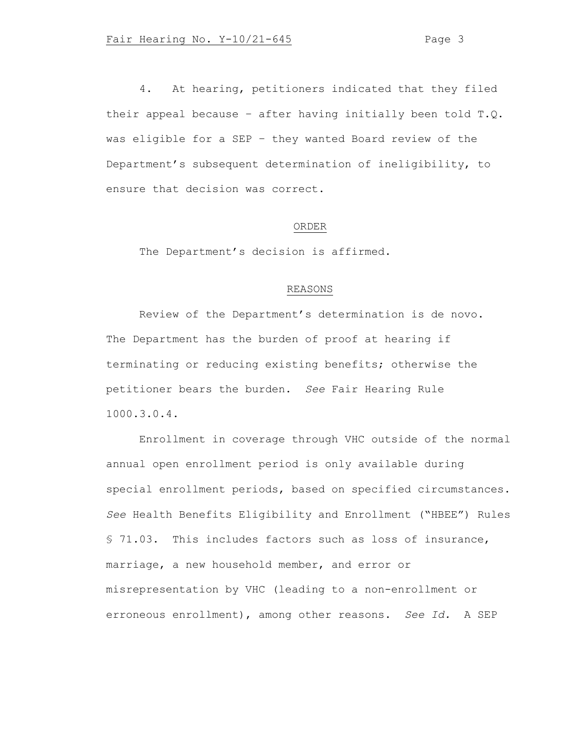4. At hearing, petitioners indicated that they filed their appeal because – after having initially been told T.Q. was eligible for a SEP – they wanted Board review of the Department's subsequent determination of ineligibility, to ensure that decision was correct.

## ORDER

The Department's decision is affirmed.

## REASONS

Review of the Department's determination is de novo. The Department has the burden of proof at hearing if terminating or reducing existing benefits; otherwise the petitioner bears the burden. *See* Fair Hearing Rule 1000.3.0.4.

Enrollment in coverage through VHC outside of the normal annual open enrollment period is only available during special enrollment periods, based on specified circumstances. *See* Health Benefits Eligibility and Enrollment ("HBEE") Rules § 71.03. This includes factors such as loss of insurance, marriage, a new household member, and error or misrepresentation by VHC (leading to a non-enrollment or erroneous enrollment), among other reasons. *See Id.* A SEP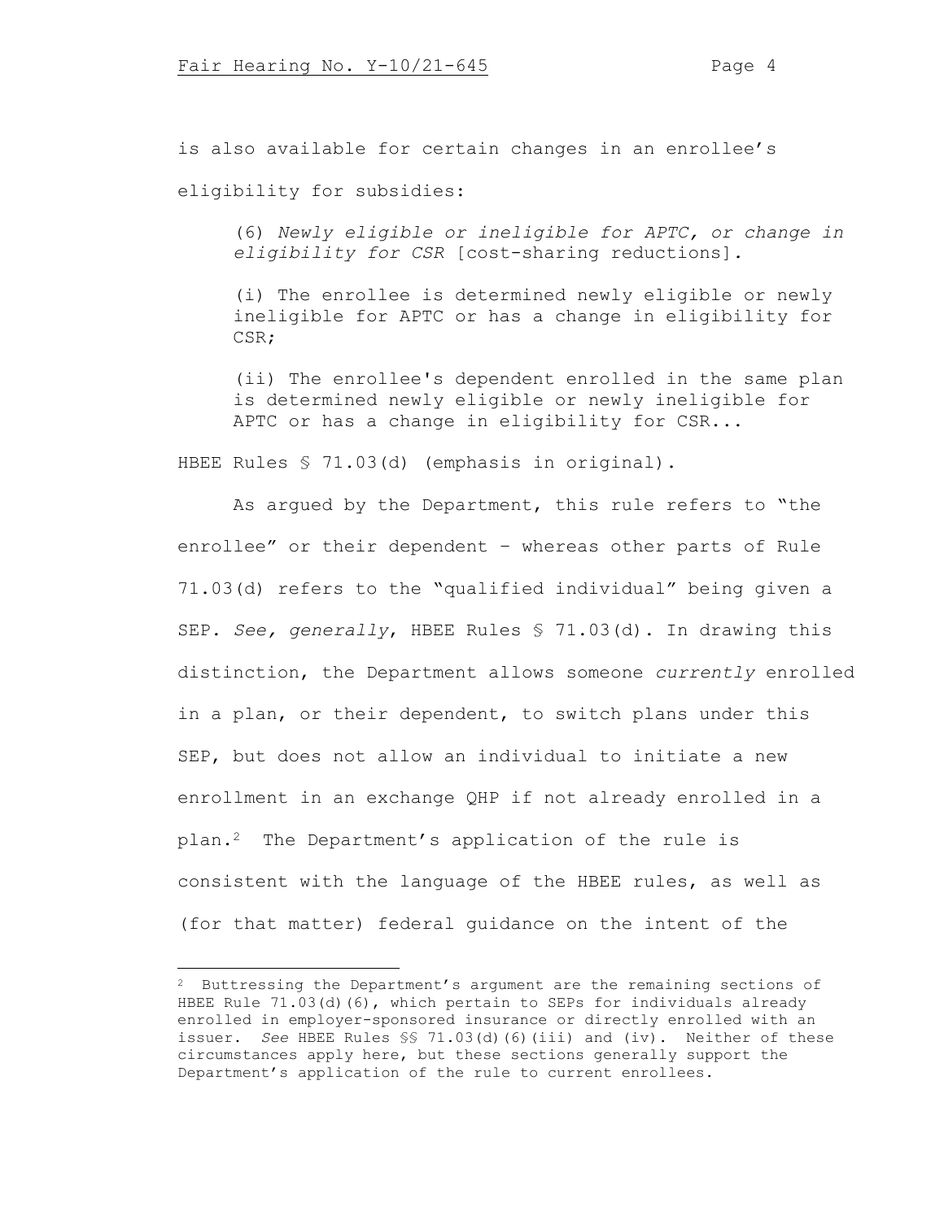is also available for certain changes in an enrollee's eligibility for subsidies:

> (6) *Newly eligible or ineligible for APTC, or change in eligibility for CSR* [cost-sharing reductions].
>
> (i) The enrollee is determined newly eligible or newly ineligible for APTC or has a change in eligibility for CSR;
>
> (ii) The enrollee's dependent enrolled in the same plan is determined newly eligible or newly ineligible for APTC or has a change in eligibility for CSR...

HBEE Rules § 71.03(d) (emphasis in original).

As argued by the Department, this rule refers to "the enrollee" or their dependent – whereas other parts of Rule 71.03(d) refers to the "qualified individual" being given a SEP. *See, generally*, HBEE Rules § 71.03(d). In drawing this distinction, the Department allows someone *currently* enrolled in a plan, or their dependent, to switch plans under this SEP, but does not allow an individual to initiate a new enrollment in an exchange QHP if not already enrolled in a plan.[2] The Department's application of the rule is consistent with the language of the HBEE rules, as well as (for that matter) federal guidance on the intent of the

---

[2] Buttressing the Department's argument are the remaining sections of HBEE Rule 71.03(d)(6), which pertain to SEPs for individuals already enrolled in employer-sponsored insurance or directly enrolled with an issuer. *See* HBEE Rules §§ 71.03(d)(6)(iii) and (iv). Neither of these circumstances apply here, but these sections generally support the Department's application of the rule to current enrollees.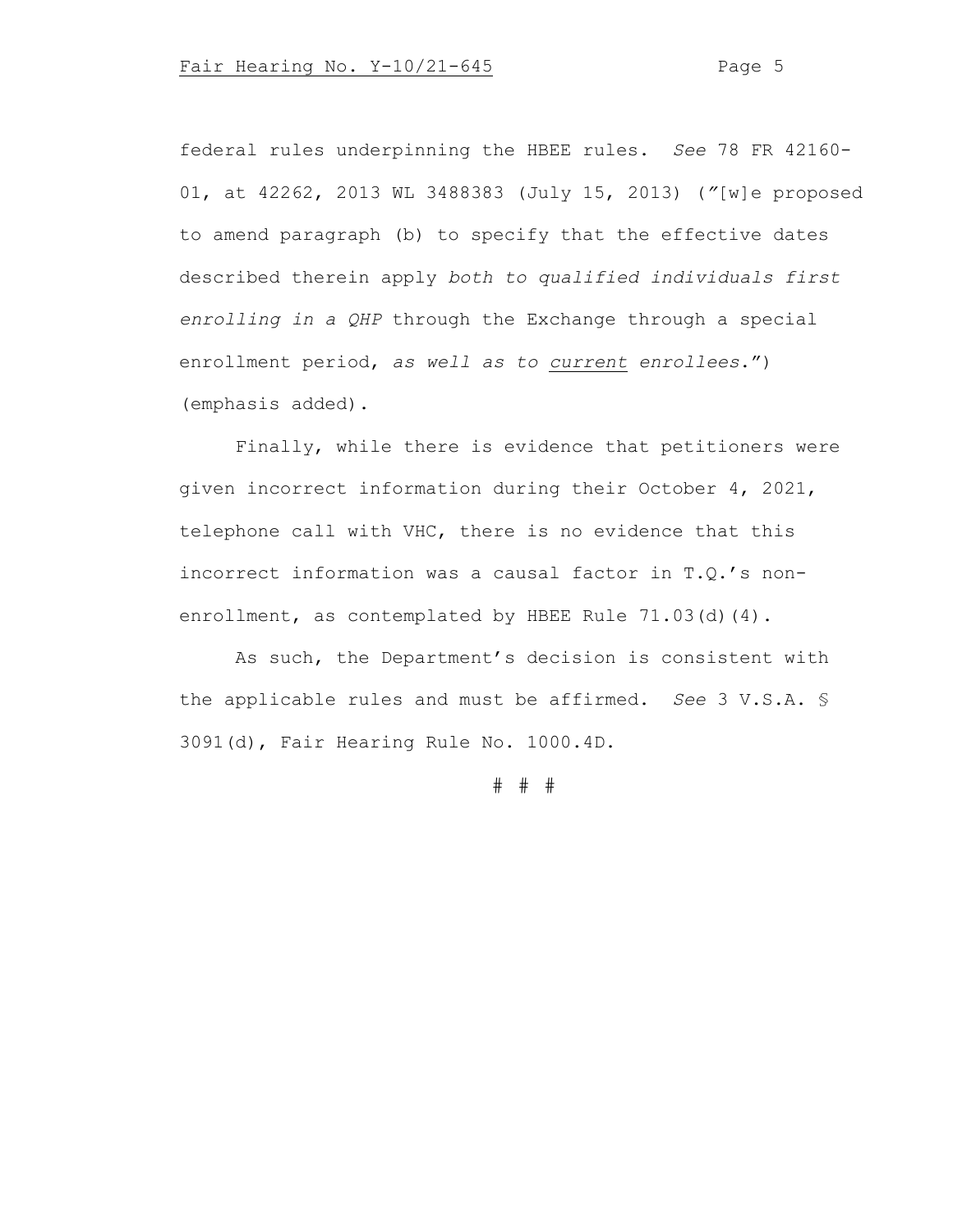federal rules underpinning the HBEE rules. *See* 78 FR 42160-01, at 42262, 2013 WL 3488383 (July 15, 2013) ("[w]e proposed to amend paragraph (b) to specify that the effective dates described therein apply *both to qualified individuals first enrolling in a QHP* through the Exchange through a special enrollment period, *as well as to* <u>*current*</u> *enrollees*.") (emphasis added).

Finally, while there is evidence that petitioners were given incorrect information during their October 4, 2021, telephone call with VHC, there is no evidence that this incorrect information was a causal factor in T.Q.'s non-enrollment, as contemplated by HBEE Rule 71.03(d)(4).

As such, the Department's decision is consistent with the applicable rules and must be affirmed. *See* 3 V.S.A. § 3091(d), Fair Hearing Rule No. 1000.4D.

# # #